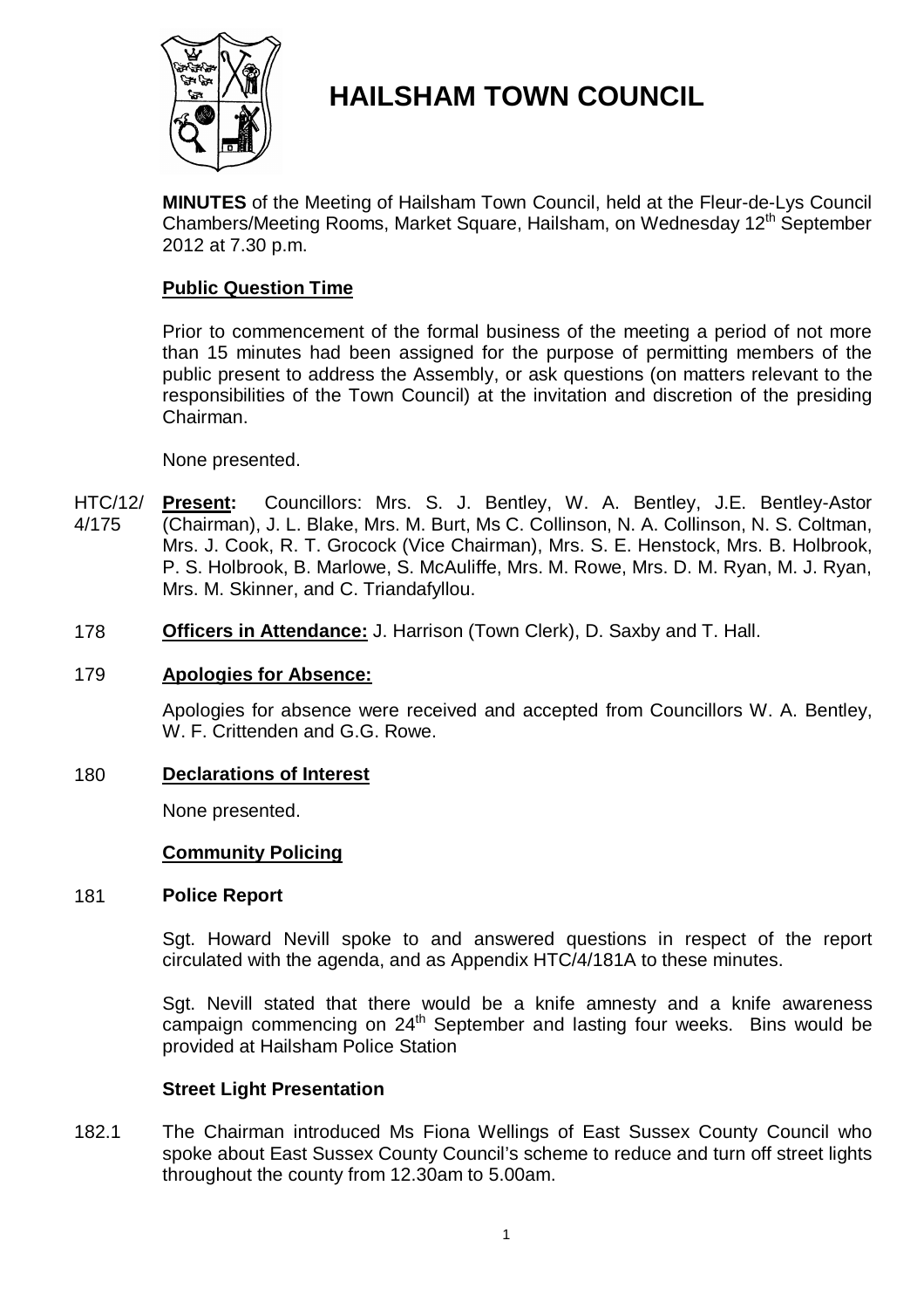# HAILSHAM TOWN COUNCIL

**MINUTES** of the Meeting of Hailsham Town Council, held at the Fleur-de-Lys Council Chambers/Meeting Rooms, Market Square, Hailsham, on Wednesday 12th September 2012 at 7.30 p.m.

## Public Question Time

Prior to commencement of the formal business of the meeting a period of not more than 15 minutes had been assigned for the purpose of permitting members of the public present to address the Assembly, or ask questions (on matters relevant to the responsibilities of the Town Council) at the invitation and discretion of the presiding Chairman.

None presented.

HTC/12/4/175 **Present:** Councillors: Mrs. S. J. Bentley, W. A. Bentley, J.E. Bentley-Astor (Chairman), J. L. Blake, Mrs. M. Burt, Ms C. Collinson, N. A. Collinson, N. S. Coltman, Mrs. J. Cook, R. T. Grocock (Vice Chairman), Mrs. S. E. Henstock, Mrs. B. Holbrook, P. S. Holbrook, B. Marlowe, S. McAuliffe, Mrs. M. Rowe, Mrs. D. M. Ryan, M. J. Ryan, Mrs. M. Skinner, and C. Triandafyllou.

178 **Officers in Attendance:** J. Harrison (Town Clerk), D. Saxby and T. Hall.

179 **Apologies for Absence:**

Apologies for absence were received and accepted from Councillors W. A. Bentley, W. F. Crittenden and G.G. Rowe.

180 **Declarations of Interest**

None presented.

## Community Policing

181 **Police Report**

Sgt. Howard Nevill spoke to and answered questions in respect of the report circulated with the agenda, and as Appendix HTC/4/181A to these minutes.

Sgt. Nevill stated that there would be a knife amnesty and a knife awareness campaign commencing on 24th September and lasting four weeks. Bins would be provided at Hailsham Police Station

## Street Light Presentation

182.1 The Chairman introduced Ms Fiona Wellings of East Sussex County Council who spoke about East Sussex County Council's scheme to reduce and turn off street lights throughout the county from 12.30am to 5.00am.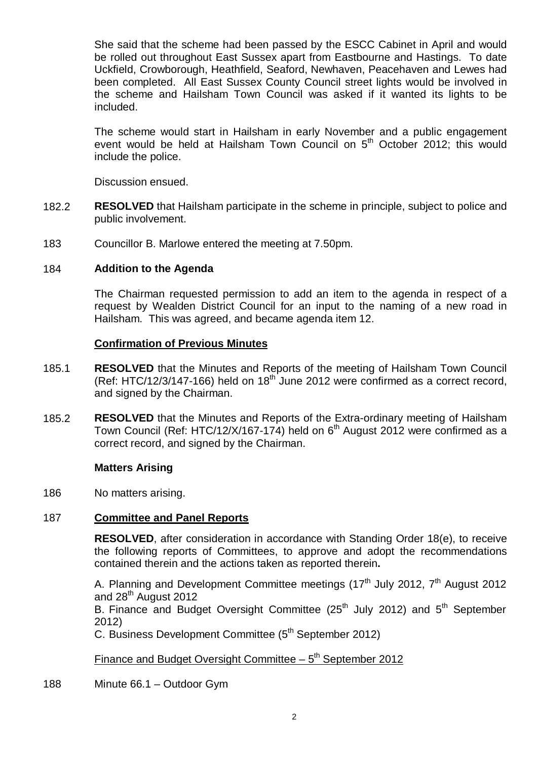She said that the scheme had been passed by the ESCC Cabinet in April and would be rolled out throughout East Sussex apart from Eastbourne and Hastings. To date Uckfield, Crowborough, Heathfield, Seaford, Newhaven, Peacehaven and Lewes had been completed. All East Sussex County Council street lights would be involved in the scheme and Hailsham Town Council was asked if it wanted its lights to be included.

The scheme would start in Hailsham in early November and a public engagement event would be held at Hailsham Town Council on 5th October 2012; this would include the police.

Discussion ensued.

182.2 **RESOLVED** that Hailsham participate in the scheme in principle, subject to police and public involvement.

183 Councillor B. Marlowe entered the meeting at 7.50pm.

184 **Addition to the Agenda**

The Chairman requested permission to add an item to the agenda in respect of a request by Wealden District Council for an input to the naming of a new road in Hailsham. This was agreed, and became agenda item 12.

**Confirmation of Previous Minutes**

185.1 **RESOLVED** that the Minutes and Reports of the meeting of Hailsham Town Council (Ref: HTC/12/3/147-166) held on 18th June 2012 were confirmed as a correct record, and signed by the Chairman.

185.2 **RESOLVED** that the Minutes and Reports of the Extra-ordinary meeting of Hailsham Town Council (Ref: HTC/12/X/167-174) held on 6th August 2012 were confirmed as a correct record, and signed by the Chairman.

**Matters Arising**

186 No matters arising.

187 **Committee and Panel Reports**

**RESOLVED**, after consideration in accordance with Standing Order 18(e), to receive the following reports of Committees, to approve and adopt the recommendations contained therein and the actions taken as reported therein**.**

A. Planning and Development Committee meetings (17th July 2012, 7th August 2012 and 28th August 2012

B. Finance and Budget Oversight Committee (25th July 2012) and 5th September 2012)

C. Business Development Committee (5th September 2012)

Finance and Budget Oversight Committee – 5th September 2012

188 Minute 66.1 – Outdoor Gym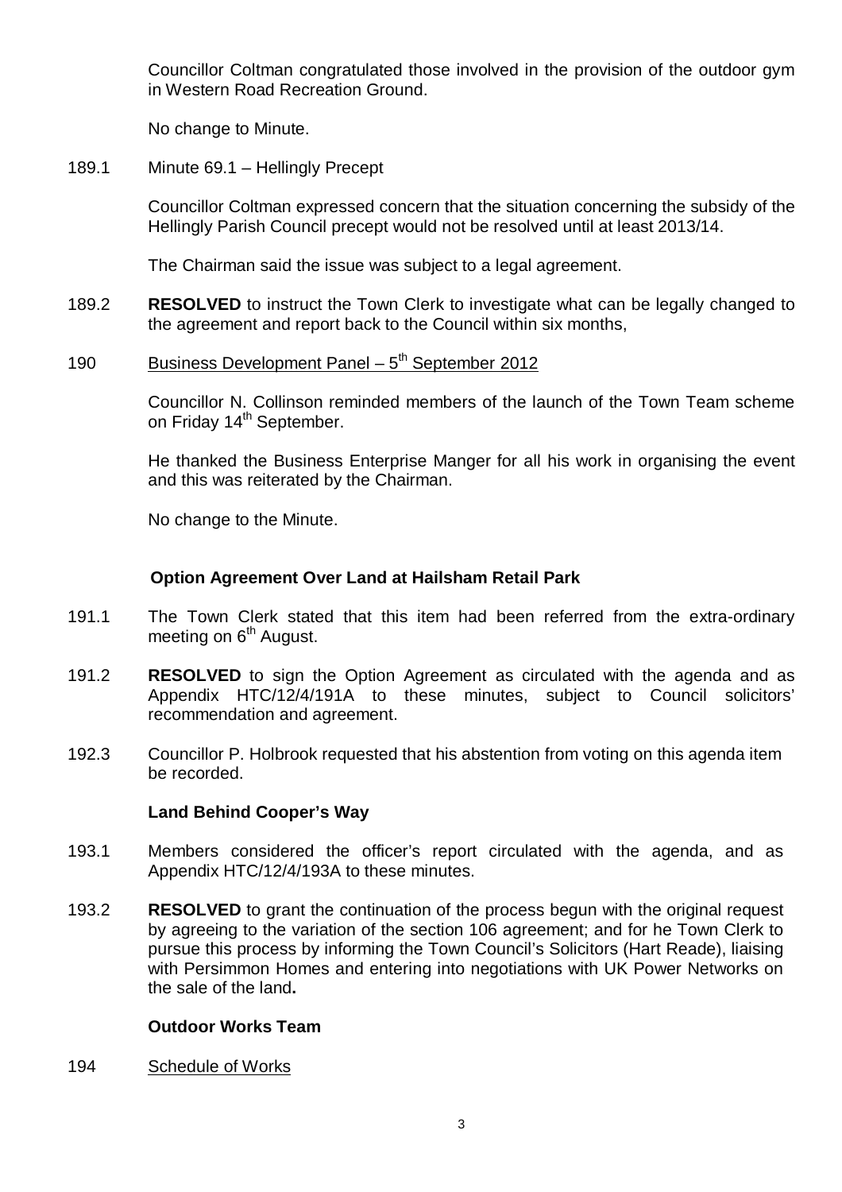Councillor Coltman congratulated those involved in the provision of the outdoor gym in Western Road Recreation Ground.

No change to Minute.

189.1 Minute 69.1 – Hellingly Precept

Councillor Coltman expressed concern that the situation concerning the subsidy of the Hellingly Parish Council precept would not be resolved until at least 2013/14.

The Chairman said the issue was subject to a legal agreement.

189.2 **RESOLVED** to instruct the Town Clerk to investigate what can be legally changed to the agreement and report back to the Council within six months,

190 Business Development Panel – 5th September 2012

Councillor N. Collinson reminded members of the launch of the Town Team scheme on Friday 14th September.

He thanked the Business Enterprise Manger for all his work in organising the event and this was reiterated by the Chairman.

No change to the Minute.

**Option Agreement Over Land at Hailsham Retail Park**

191.1 The Town Clerk stated that this item had been referred from the extra-ordinary meeting on 6th August.

191.2 **RESOLVED** to sign the Option Agreement as circulated with the agenda and as Appendix HTC/12/4/191A to these minutes, subject to Council solicitors' recommendation and agreement.

192.3 Councillor P. Holbrook requested that his abstention from voting on this agenda item be recorded.

**Land Behind Cooper's Way**

193.1 Members considered the officer's report circulated with the agenda, and as Appendix HTC/12/4/193A to these minutes.

193.2 **RESOLVED** to grant the continuation of the process begun with the original request by agreeing to the variation of the section 106 agreement; and for he Town Clerk to pursue this process by informing the Town Council's Solicitors (Hart Reade), liaising with Persimmon Homes and entering into negotiations with UK Power Networks on the sale of the land**.**

**Outdoor Works Team**

194 Schedule of Works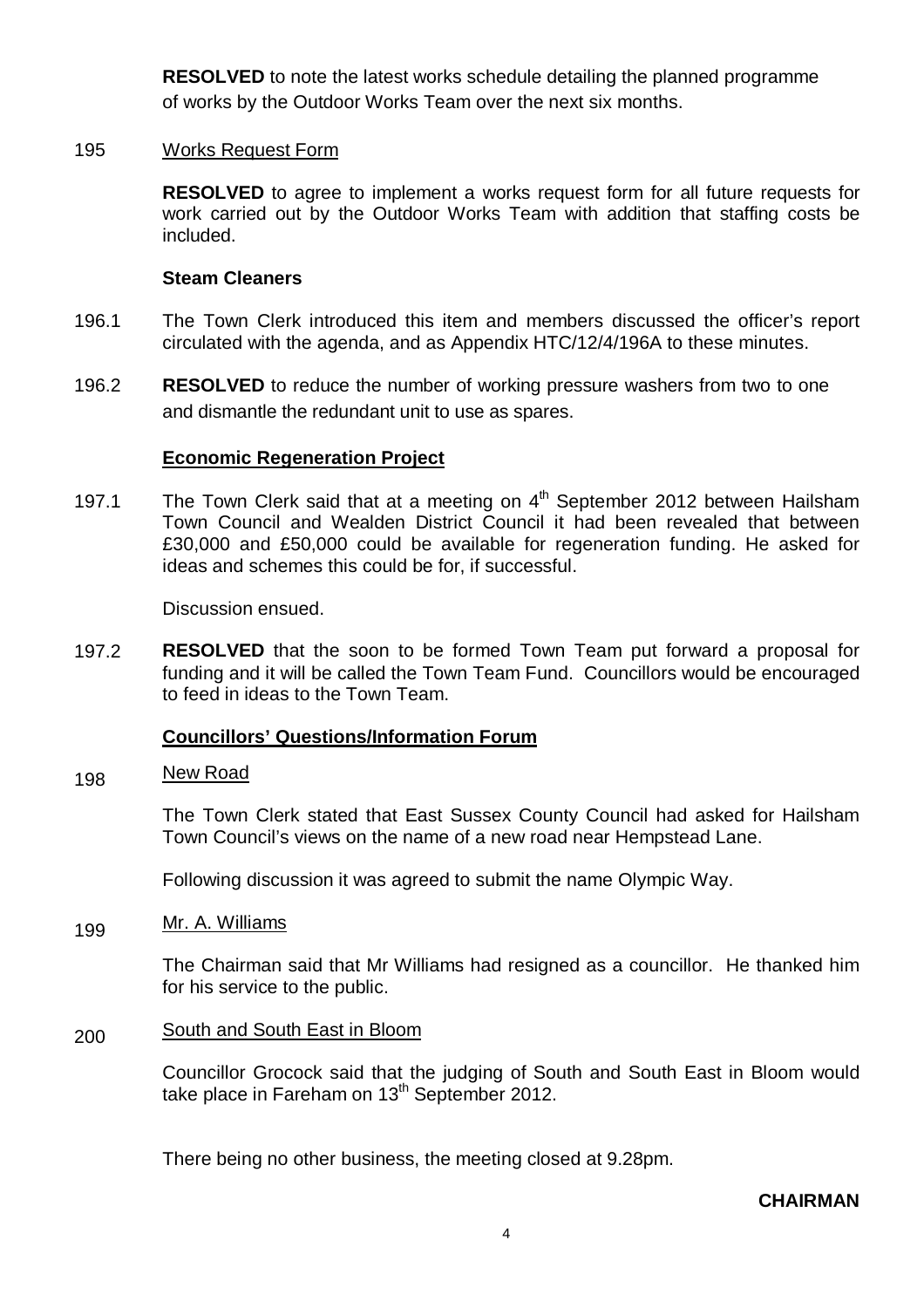**RESOLVED** to note the latest works schedule detailing the planned programme of works by the Outdoor Works Team over the next six months.

195 Works Request Form

**RESOLVED** to agree to implement a works request form for all future requests for work carried out by the Outdoor Works Team with addition that staffing costs be included.

**Steam Cleaners**

196.1 The Town Clerk introduced this item and members discussed the officer's report circulated with the agenda, and as Appendix HTC/12/4/196A to these minutes.

196.2 **RESOLVED** to reduce the number of working pressure washers from two to one and dismantle the redundant unit to use as spares.

**Economic Regeneration Project**

197.1 The Town Clerk said that at a meeting on 4th September 2012 between Hailsham Town Council and Wealden District Council it had been revealed that between £30,000 and £50,000 could be available for regeneration funding. He asked for ideas and schemes this could be for, if successful.

Discussion ensued.

197.2 **RESOLVED** that the soon to be formed Town Team put forward a proposal for funding and it will be called the Town Team Fund. Councillors would be encouraged to feed in ideas to the Town Team.

**Councillors' Questions/Information Forum**

198 New Road

The Town Clerk stated that East Sussex County Council had asked for Hailsham Town Council's views on the name of a new road near Hempstead Lane.

Following discussion it was agreed to submit the name Olympic Way.

199 Mr. A. Williams

The Chairman said that Mr Williams had resigned as a councillor. He thanked him for his service to the public.

200 South and South East in Bloom

Councillor Grocock said that the judging of South and South East in Bloom would take place in Fareham on 13th September 2012.

There being no other business, the meeting closed at 9.28pm.

**CHAIRMAN**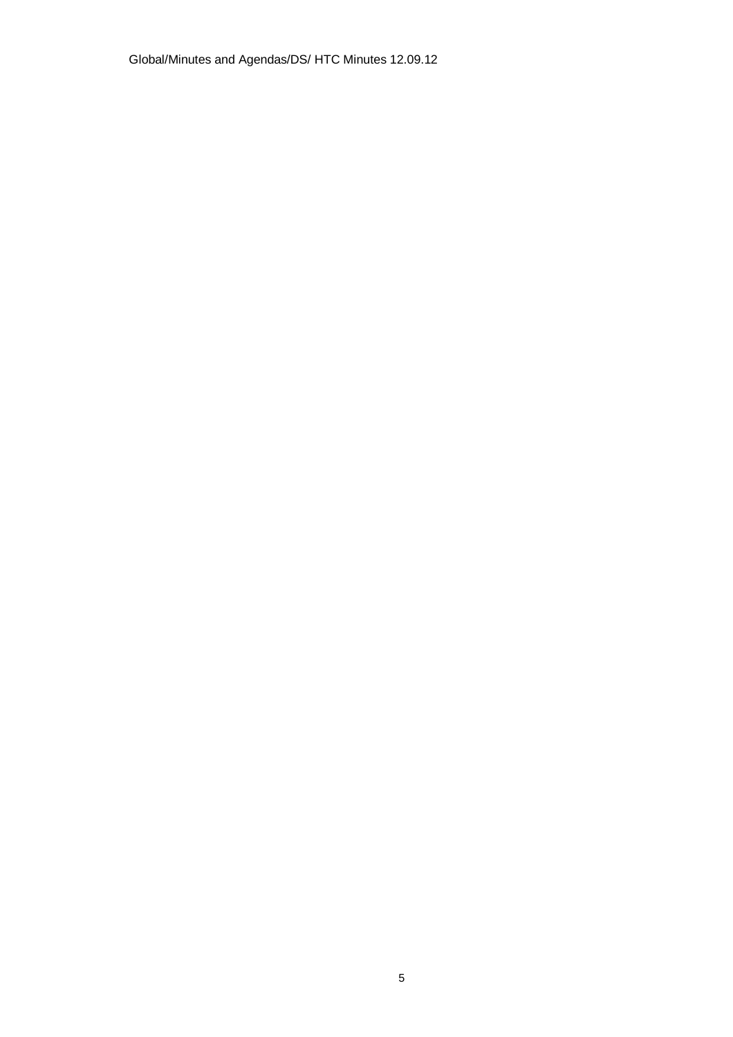Global/Minutes and Agendas/DS/ HTC Minutes 12.09.12